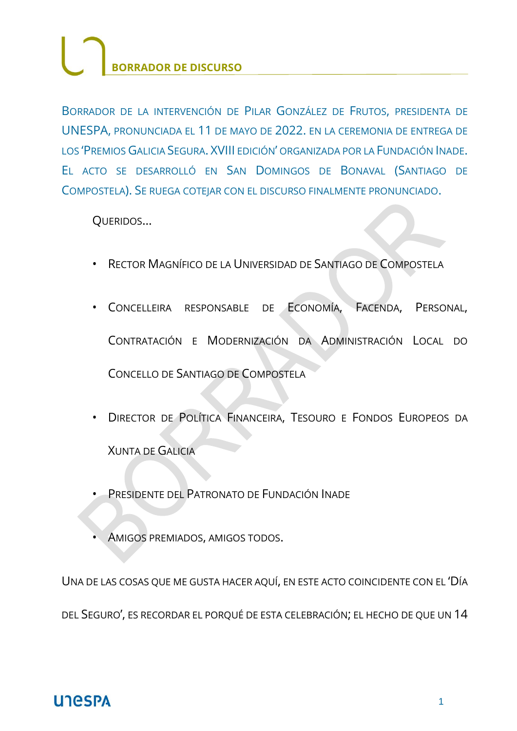# BORRADOR DE DISCURSO

Borrador de la intervención de Pilar González de Frutos, presidenta de UNESPA, pronunciada el 11 de mayo de 2022. en la ceremonia de entrega de los 'Premios Galicia Segura. XVIII edición' organizada por la Fundación Inade. El acto se desarrolló en San Domingos de Bonaval (Santiago de Compostela). Se ruega cotejar con el discurso finalmente pronunciado.

Queridos...

- Rector Magnífico de la Universidad de Santiago de Compostela
- Concelleira responsable de Economía, Facenda, Personal, Contratación e Modernización da Administración Local do Concello de Santiago de Compostela
- Director de Política Financeira, Tesouro e Fondos Europeos da Xunta de Galicia
- Presidente del Patronato de Fundación Inade
- Amigos premiados, amigos todos.

Una de las cosas que me gusta hacer aquí, en este acto coincidente con el 'Día del Seguro', es recordar el porqué de esta celebración; el hecho de que un 14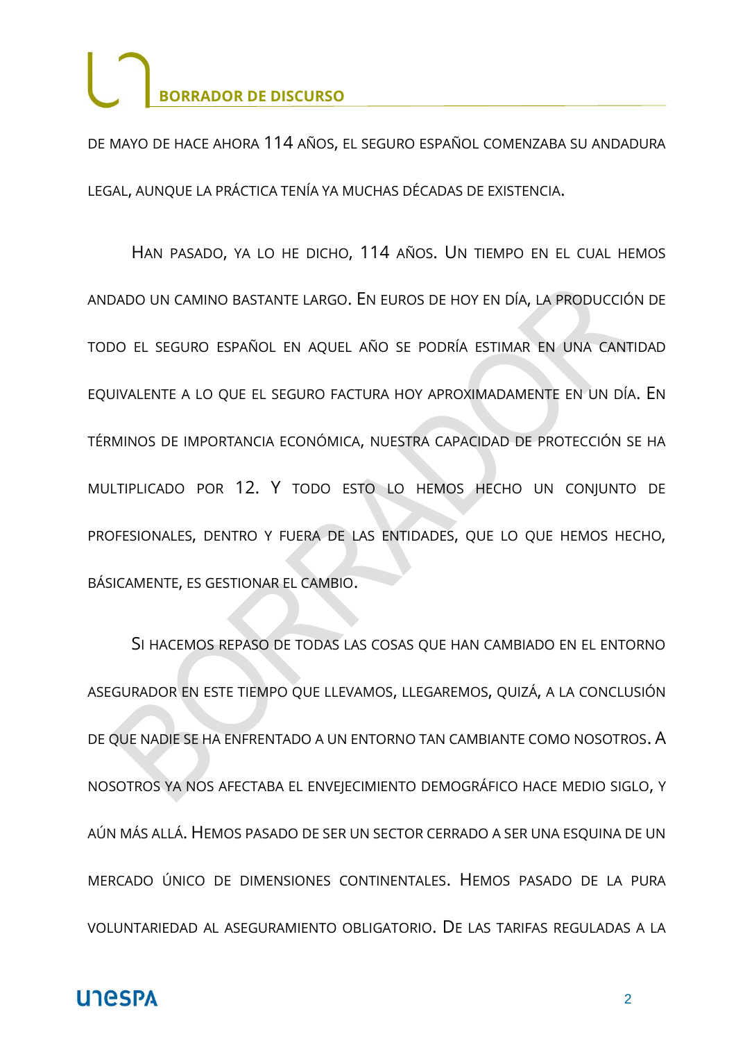DE MAYO DE HACE AHORA 114 AÑOS, EL SEGURO ESPAÑOL COMENZABA SU ANDADURA LEGAL, AUNQUE LA PRÁCTICA TENÍA YA MUCHAS DÉCADAS DE EXISTENCIA.

HAN PASADO, YA LO HE DICHO, 114 AÑOS. UN TIEMPO EN EL CUAL HEMOS ANDADO UN CAMINO BASTANTE LARGO. EN EUROS DE HOY EN DÍA, LA PRODUCCIÓN DE TODO EL SEGURO ESPAÑOL EN AQUEL AÑO SE PODRÍA ESTIMAR EN UNA CANTIDAD EQUIVALENTE A LO QUE EL SEGURO FACTURA HOY APROXIMADAMENTE EN UN DÍA. EN TÉRMINOS DE IMPORTANCIA ECONÓMICA, NUESTRA CAPACIDAD DE PROTECCIÓN SE HA MULTIPLICADO POR 12. Y TODO ESTO LO HEMOS HECHO UN CONJUNTO DE PROFESIONALES, DENTRO Y FUERA DE LAS ENTIDADES, QUE LO QUE HEMOS HECHO, BÁSICAMENTE, ES GESTIONAR EL CAMBIO.

SI HACEMOS REPASO DE TODAS LAS COSAS QUE HAN CAMBIADO EN EL ENTORNO ASEGURADOR EN ESTE TIEMPO QUE LLEVAMOS, LLEGAREMOS, QUIZÁ, A LA CONCLUSIÓN DE QUE NADIE SE HA ENFRENTADO A UN ENTORNO TAN CAMBIANTE COMO NOSOTROS. A NOSOTROS YA NOS AFECTABA EL ENVEJECIMIENTO DEMOGRÁFICO HACE MEDIO SIGLO, Y AÚN MÁS ALLÁ. HEMOS PASADO DE SER UN SECTOR CERRADO A SER UNA ESQUINA DE UN MERCADO ÚNICO DE DIMENSIONES CONTINENTALES. HEMOS PASADO DE LA PURA VOLUNTARIEDAD AL ASEGURAMIENTO OBLIGATORIO. DE LAS TARIFAS REGULADAS A LA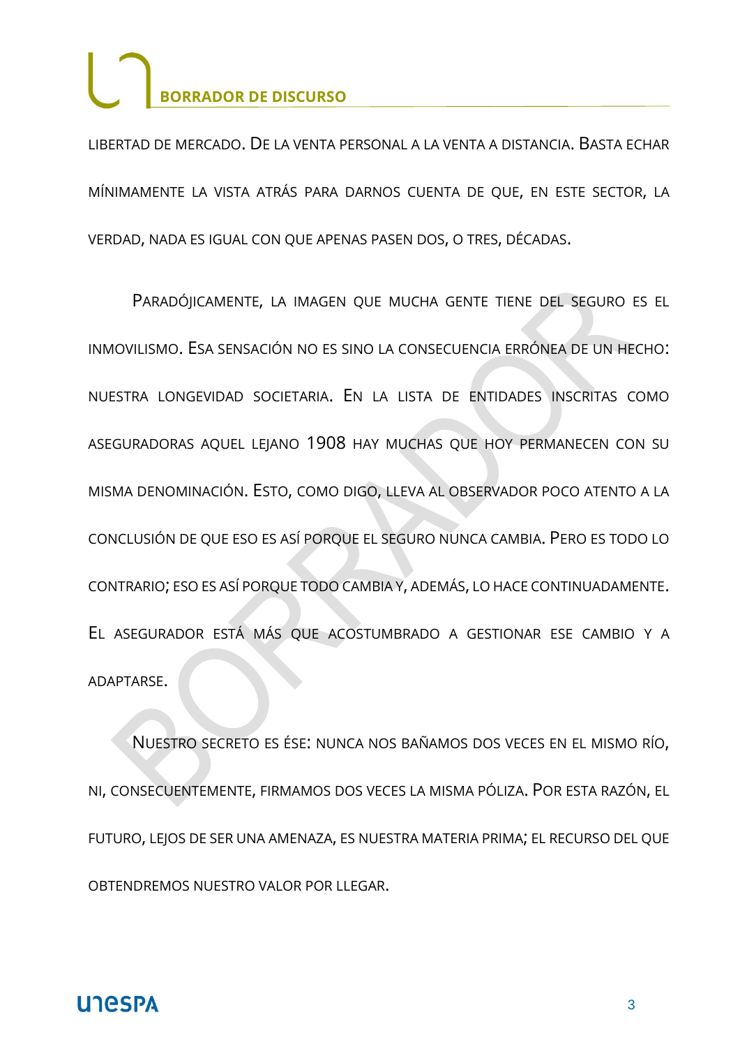LIBERTAD DE MERCADO. DE LA VENTA PERSONAL A LA VENTA A DISTANCIA. BASTA ECHAR MÍNIMAMENTE LA VISTA ATRÁS PARA DARNOS CUENTA DE QUE, EN ESTE SECTOR, LA VERDAD, NADA ES IGUAL CON QUE APENAS PASEN DOS, O TRES, DÉCADAS.

PARADÓJICAMENTE, LA IMAGEN QUE MUCHA GENTE TIENE DEL SEGURO ES EL INMOVILISMO. ESA SENSACIÓN NO ES SINO LA CONSECUENCIA ERRÓNEA DE UN HECHO: NUESTRA LONGEVIDAD SOCIETARIA. EN LA LISTA DE ENTIDADES INSCRITAS COMO ASEGURADORAS AQUEL LEJANO 1908 HAY MUCHAS QUE HOY PERMANECEN CON SU MISMA DENOMINACIÓN. ESTO, COMO DIGO, LLEVA AL OBSERVADOR POCO ATENTO A LA CONCLUSIÓN DE QUE ESO ES ASÍ PORQUE EL SEGURO NUNCA CAMBIA. PERO ES TODO LO CONTRARIO; ESO ES ASÍ PORQUE TODO CAMBIA Y, ADEMÁS, LO HACE CONTINUADAMENTE. EL ASEGURADOR ESTÁ MÁS QUE ACOSTUMBRADO A GESTIONAR ESE CAMBIO Y A ADAPTARSE.

NUESTRO SECRETO ES ÉSE: NUNCA NOS BAÑAMOS DOS VECES EN EL MISMO RÍO, NI, CONSECUENTEMENTE, FIRMAMOS DOS VECES LA MISMA PÓLIZA. POR ESTA RAZÓN, EL FUTURO, LEJOS DE SER UNA AMENAZA, ES NUESTRA MATERIA PRIMA; EL RECURSO DEL QUE OBTENDREMOS NUESTRO VALOR POR LLEGAR.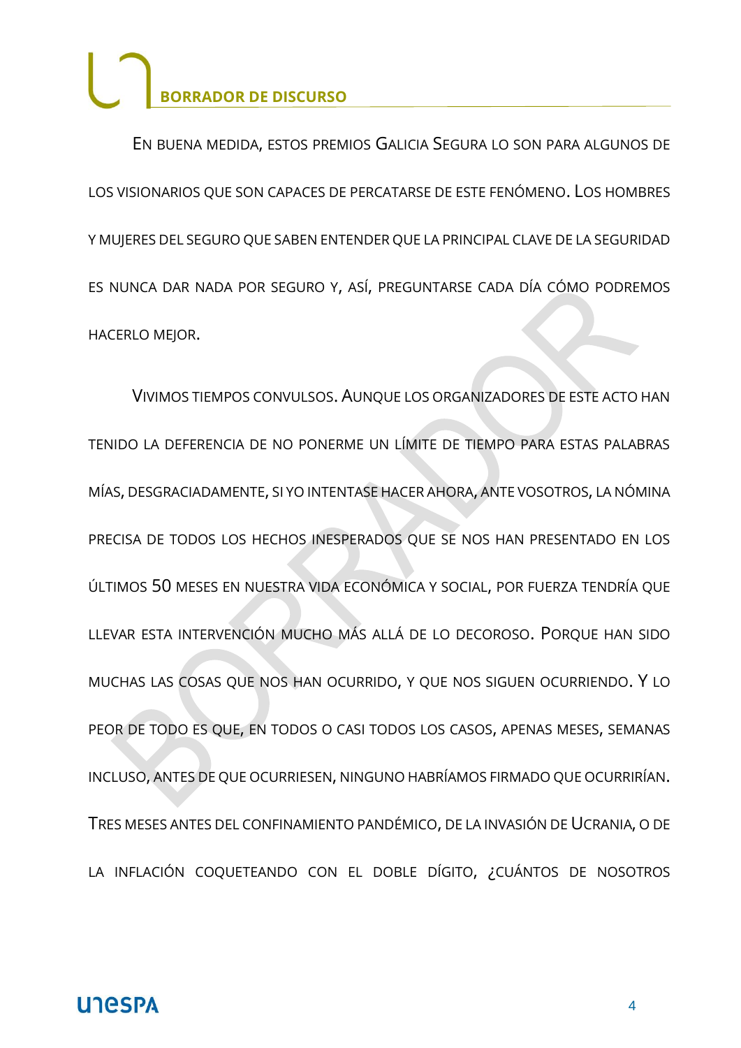EN BUENA MEDIDA, ESTOS PREMIOS GALICIA SEGURA LO SON PARA ALGUNOS DE LOS VISIONARIOS QUE SON CAPACES DE PERCATARSE DE ESTE FENÓMENO. LOS HOMBRES Y MUJERES DEL SEGURO QUE SABEN ENTENDER QUE LA PRINCIPAL CLAVE DE LA SEGURIDAD ES NUNCA DAR NADA POR SEGURO Y, ASÍ, PREGUNTARSE CADA DÍA CÓMO PODREMOS HACERLO MEJOR.

VIVIMOS TIEMPOS CONVULSOS. AUNQUE LOS ORGANIZADORES DE ESTE ACTO HAN TENIDO LA DEFERENCIA DE NO PONERME UN LÍMITE DE TIEMPO PARA ESTAS PALABRAS MÍAS, DESGRACIADAMENTE, SI YO INTENTASE HACER AHORA, ANTE VOSOTROS, LA NÓMINA PRECISA DE TODOS LOS HECHOS INESPERADOS QUE SE NOS HAN PRESENTADO EN LOS ÚLTIMOS 50 MESES EN NUESTRA VIDA ECONÓMICA Y SOCIAL, POR FUERZA TENDRÍA QUE LLEVAR ESTA INTERVENCIÓN MUCHO MÁS ALLÁ DE LO DECOROSO. PORQUE HAN SIDO MUCHAS LAS COSAS QUE NOS HAN OCURRIDO, Y QUE NOS SIGUEN OCURRIENDO. Y LO PEOR DE TODO ES QUE, EN TODOS O CASI TODOS LOS CASOS, APENAS MESES, SEMANAS INCLUSO, ANTES DE QUE OCURRIESEN, NINGUNO HABRÍAMOS FIRMADO QUE OCURRIRÍAN. TRES MESES ANTES DEL CONFINAMIENTO PANDÉMICO, DE LA INVASIÓN DE UCRANIA, O DE LA INFLACIÓN COQUETEANDO CON EL DOBLE DÍGITO, ¿CUÁNTOS DE NOSOTROS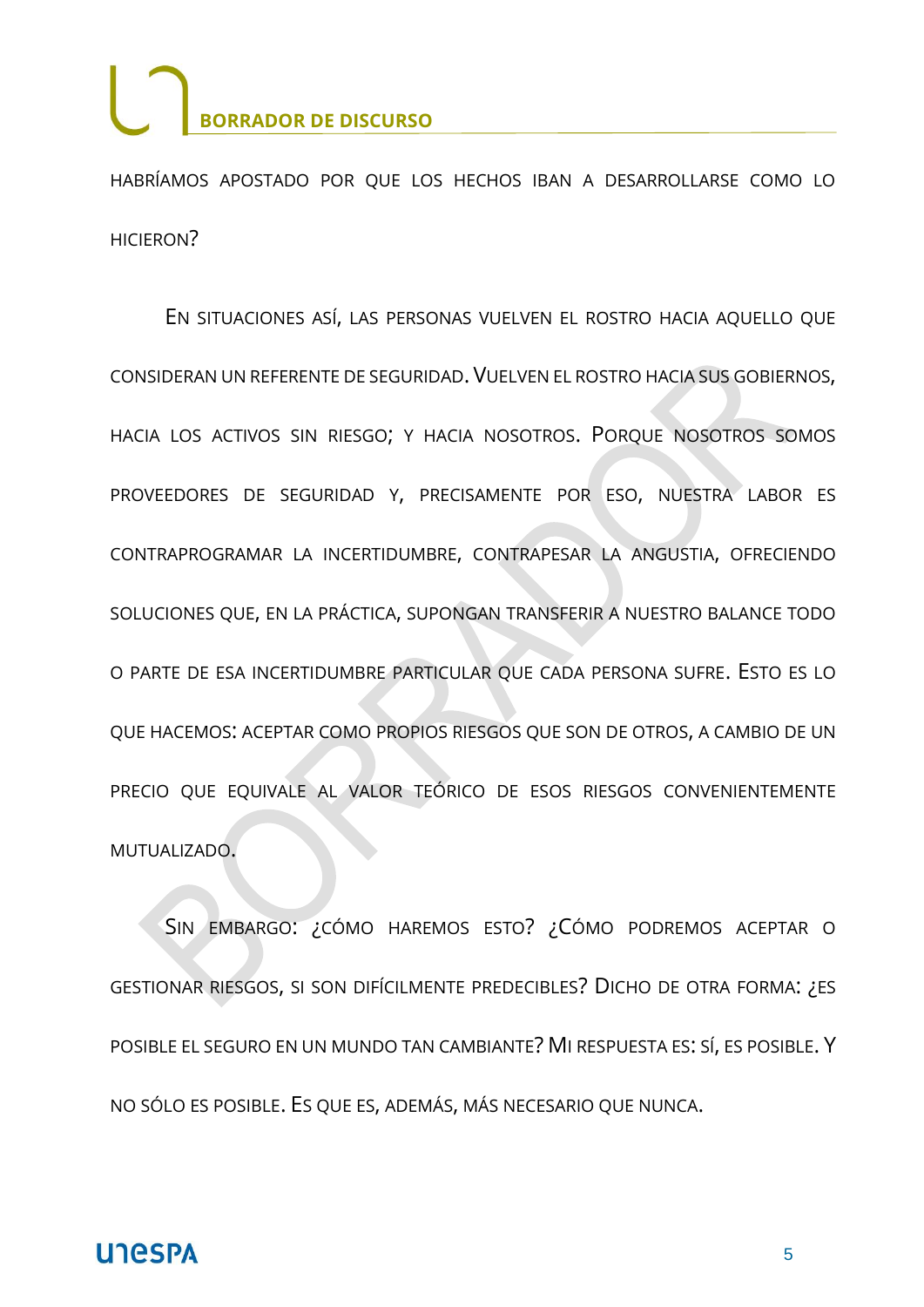HABRÍAMOS APOSTADO POR QUE LOS HECHOS IBAN A DESARROLLARSE COMO LO HICIERON?

EN SITUACIONES ASÍ, LAS PERSONAS VUELVEN EL ROSTRO HACIA AQUELLO QUE CONSIDERAN UN REFERENTE DE SEGURIDAD. VUELVEN EL ROSTRO HACIA SUS GOBIERNOS, HACIA LOS ACTIVOS SIN RIESGO; Y HACIA NOSOTROS. PORQUE NOSOTROS SOMOS PROVEEDORES DE SEGURIDAD Y, PRECISAMENTE POR ESO, NUESTRA LABOR ES CONTRAPROGRAMAR LA INCERTIDUMBRE, CONTRAPESAR LA ANGUSTIA, OFRECIENDO SOLUCIONES QUE, EN LA PRÁCTICA, SUPONGAN TRANSFERIR A NUESTRO BALANCE TODO O PARTE DE ESA INCERTIDUMBRE PARTICULAR QUE CADA PERSONA SUFRE. ESTO ES LO QUE HACEMOS: ACEPTAR COMO PROPIOS RIESGOS QUE SON DE OTROS, A CAMBIO DE UN PRECIO QUE EQUIVALE AL VALOR TEÓRICO DE ESOS RIESGOS CONVENIENTEMENTE MUTUALIZADO.

SIN EMBARGO: ¿CÓMO HAREMOS ESTO? ¿CÓMO PODREMOS ACEPTAR O GESTIONAR RIESGOS, SI SON DIFÍCILMENTE PREDECIBLES? DICHO DE OTRA FORMA: ¿ES POSIBLE EL SEGURO EN UN MUNDO TAN CAMBIANTE? MI RESPUESTA ES: SÍ, ES POSIBLE. Y NO SÓLO ES POSIBLE. ES QUE ES, ADEMÁS, MÁS NECESARIO QUE NUNCA.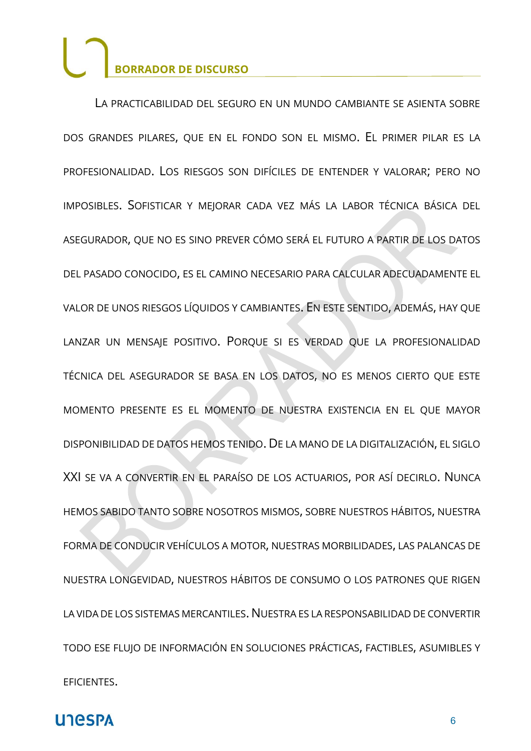La practicabilidad del seguro en un mundo cambiante se asienta sobre dos grandes pilares, que en el fondo son el mismo. El primer pilar es la profesionalidad. Los riesgos son difíciles de entender y valorar; pero no imposibles. Sofisticar y mejorar cada vez más la labor técnica básica del asegurador, que no es sino prever cómo será el futuro a partir de los datos del pasado conocido, es el camino necesario para calcular adecuadamente el valor de unos riesgos líquidos y cambiantes. En este sentido, además, hay que lanzar un mensaje positivo. Porque si es verdad que la profesionalidad técnica del asegurador se basa en los datos, no es menos cierto que este momento presente es el momento de nuestra existencia en el que mayor disponibilidad de datos hemos tenido. De la mano de la digitalización, el siglo XXI se va a convertir en el paraíso de los actuarios, por así decirlo. Nunca hemos sabido tanto sobre nosotros mismos, sobre nuestros hábitos, nuestra forma de conducir vehículos a motor, nuestras morbilidades, las palancas de nuestra longevidad, nuestros hábitos de consumo o los patrones que rigen la vida de los sistemas mercantiles. Nuestra es la responsabilidad de convertir todo ese flujo de información en soluciones prácticas, factibles, asumibles y eficientes.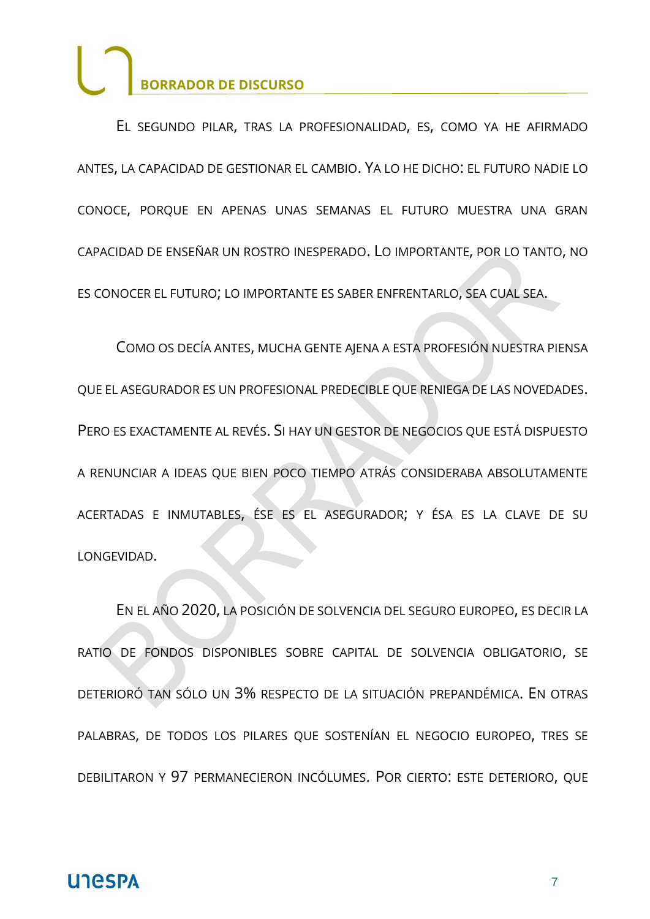EL SEGUNDO PILAR, TRAS LA PROFESIONALIDAD, ES, COMO YA HE AFIRMADO ANTES, LA CAPACIDAD DE GESTIONAR EL CAMBIO. YA LO HE DICHO: EL FUTURO NADIE LO CONOCE, PORQUE EN APENAS UNAS SEMANAS EL FUTURO MUESTRA UNA GRAN CAPACIDAD DE ENSEÑAR UN ROSTRO INESPERADO. LO IMPORTANTE, POR LO TANTO, NO ES CONOCER EL FUTURO; LO IMPORTANTE ES SABER ENFRENTARLO, SEA CUAL SEA.

COMO OS DECÍA ANTES, MUCHA GENTE AJENA A ESTA PROFESIÓN NUESTRA PIENSA QUE EL ASEGURADOR ES UN PROFESIONAL PREDECIBLE QUE RENIEGA DE LAS NOVEDADES. PERO ES EXACTAMENTE AL REVÉS. SI HAY UN GESTOR DE NEGOCIOS QUE ESTÁ DISPUESTO A RENUNCIAR A IDEAS QUE BIEN POCO TIEMPO ATRÁS CONSIDERABA ABSOLUTAMENTE ACERTADAS E INMUTABLES, ÉSE ES EL ASEGURADOR; Y ÉSA ES LA CLAVE DE SU LONGEVIDAD.

EN EL AÑO 2020, LA POSICIÓN DE SOLVENCIA DEL SEGURO EUROPEO, ES DECIR LA RATIO DE FONDOS DISPONIBLES SOBRE CAPITAL DE SOLVENCIA OBLIGATORIO, SE DETERIORÓ TAN SÓLO UN 3% RESPECTO DE LA SITUACIÓN PREPANDÉMICA. EN OTRAS PALABRAS, DE TODOS LOS PILARES QUE SOSTENÍAN EL NEGOCIO EUROPEO, TRES SE DEBILITARON Y 97 PERMANECIERON INCÓLUMES. POR CIERTO: ESTE DETERIORO, QUE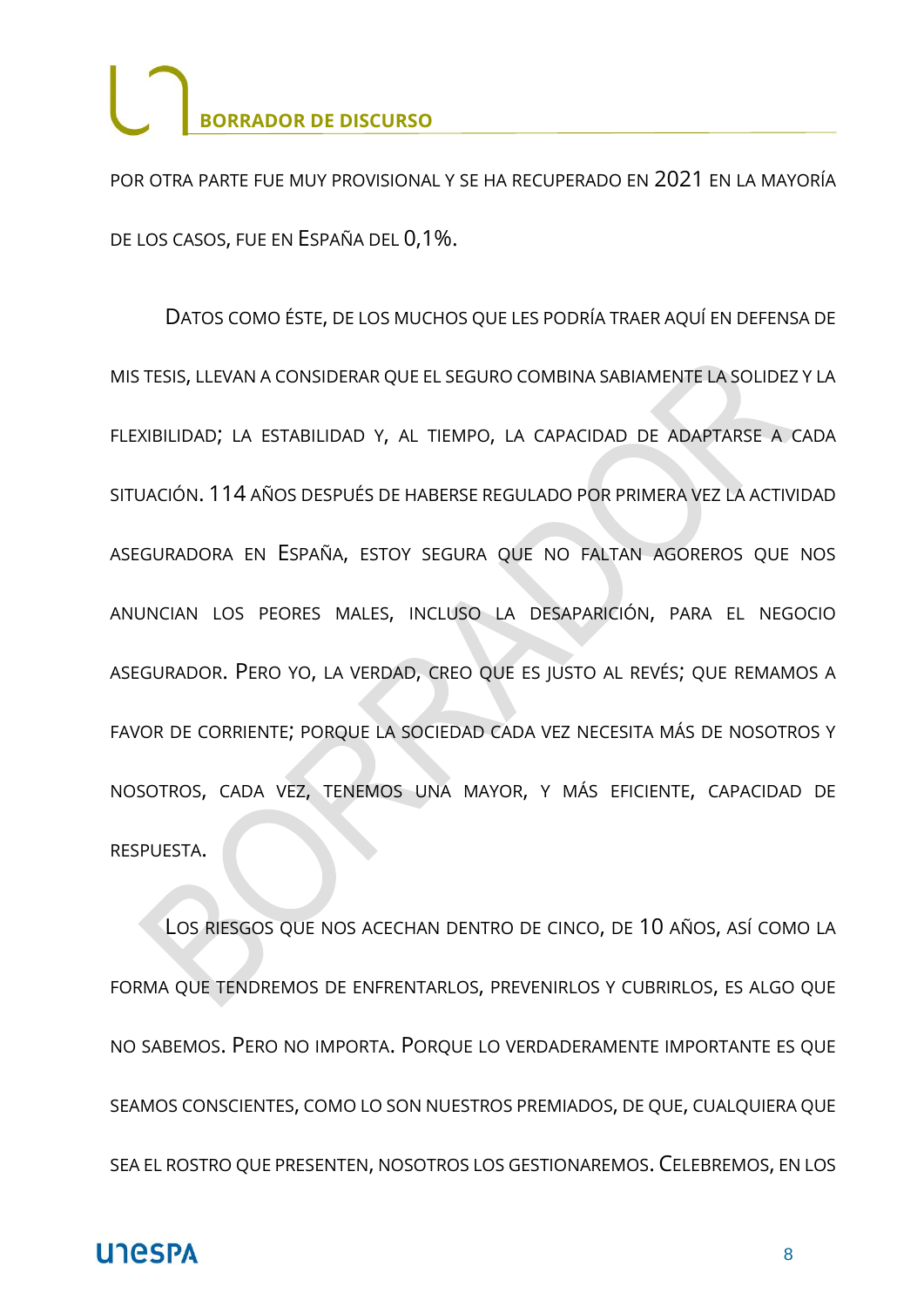POR OTRA PARTE FUE MUY PROVISIONAL Y SE HA RECUPERADO EN 2021 EN LA MAYORÍA DE LOS CASOS, FUE EN ESPAÑA DEL 0,1%.

DATOS COMO ÉSTE, DE LOS MUCHOS QUE LES PODRÍA TRAER AQUÍ EN DEFENSA DE MIS TESIS, LLEVAN A CONSIDERAR QUE EL SEGURO COMBINA SABIAMENTE LA SOLIDEZ Y LA FLEXIBILIDAD; LA ESTABILIDAD Y, AL TIEMPO, LA CAPACIDAD DE ADAPTARSE A CADA SITUACIÓN. 114 AÑOS DESPUÉS DE HABERSE REGULADO POR PRIMERA VEZ LA ACTIVIDAD ASEGURADORA EN ESPAÑA, ESTOY SEGURA QUE NO FALTAN AGOREROS QUE NOS ANUNCIAN LOS PEORES MALES, INCLUSO LA DESAPARICIÓN, PARA EL NEGOCIO ASEGURADOR. PERO YO, LA VERDAD, CREO QUE ES JUSTO AL REVÉS; QUE REMAMOS A FAVOR DE CORRIENTE; PORQUE LA SOCIEDAD CADA VEZ NECESITA MÁS DE NOSOTROS Y NOSOTROS, CADA VEZ, TENEMOS UNA MAYOR, Y MÁS EFICIENTE, CAPACIDAD DE RESPUESTA.

LOS RIESGOS QUE NOS ACECHAN DENTRO DE CINCO, DE 10 AÑOS, ASÍ COMO LA FORMA QUE TENDREMOS DE ENFRENTARLOS, PREVENIRLOS Y CUBRIRLOS, ES ALGO QUE NO SABEMOS. PERO NO IMPORTA. PORQUE LO VERDADERAMENTE IMPORTANTE ES QUE SEAMOS CONSCIENTES, COMO LO SON NUESTROS PREMIADOS, DE QUE, CUALQUIERA QUE SEA EL ROSTRO QUE PRESENTEN, NOSOTROS LOS GESTIONAREMOS. CELEBREMOS, EN LOS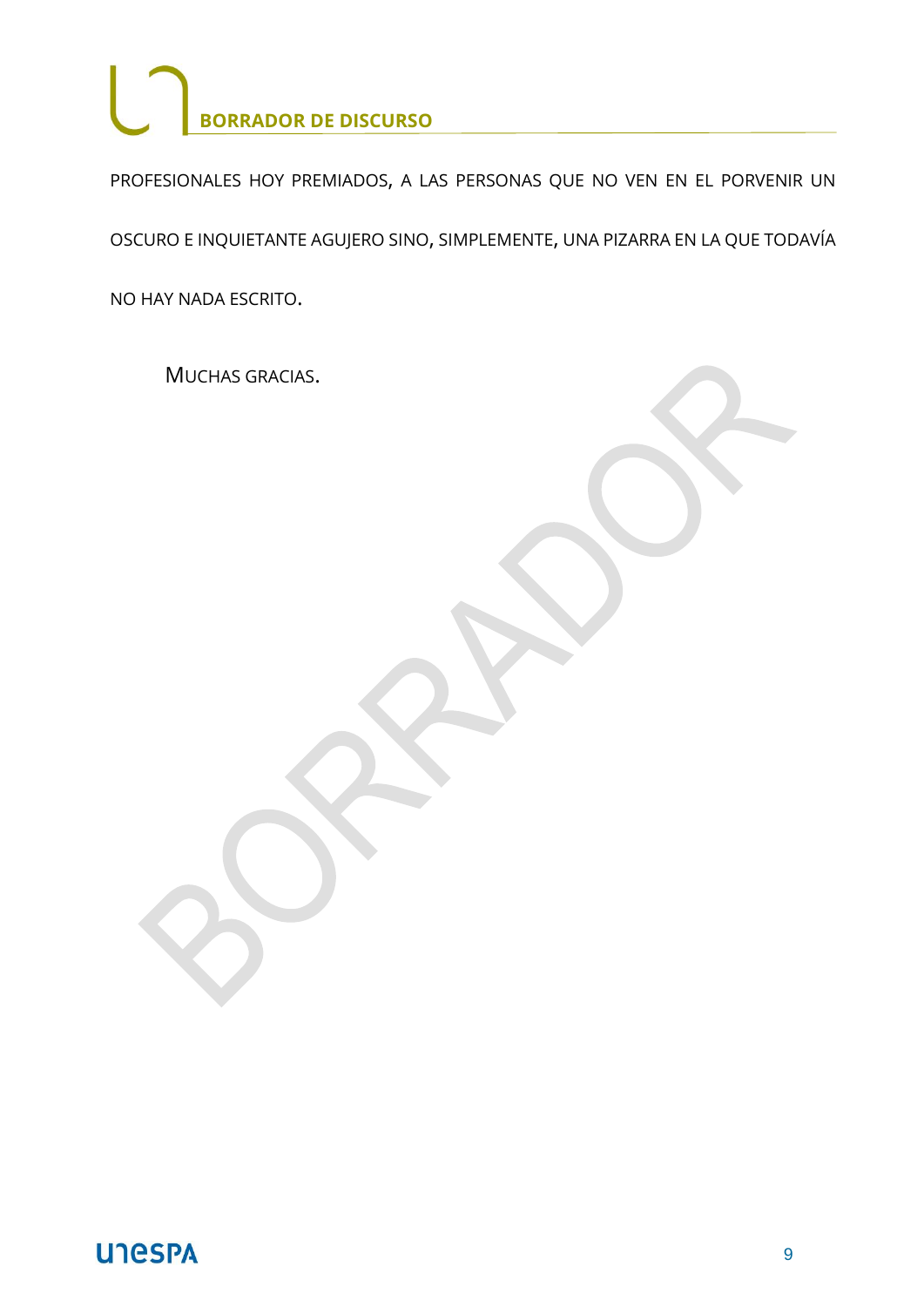PROFESIONALES HOY PREMIADOS, A LAS PERSONAS QUE NO VEN EN EL PORVENIR UN OSCURO E INQUIETANTE AGUJERO SINO, SIMPLEMENTE, UNA PIZARRA EN LA QUE TODAVÍA NO HAY NADA ESCRITO.

MUCHAS GRACIAS.